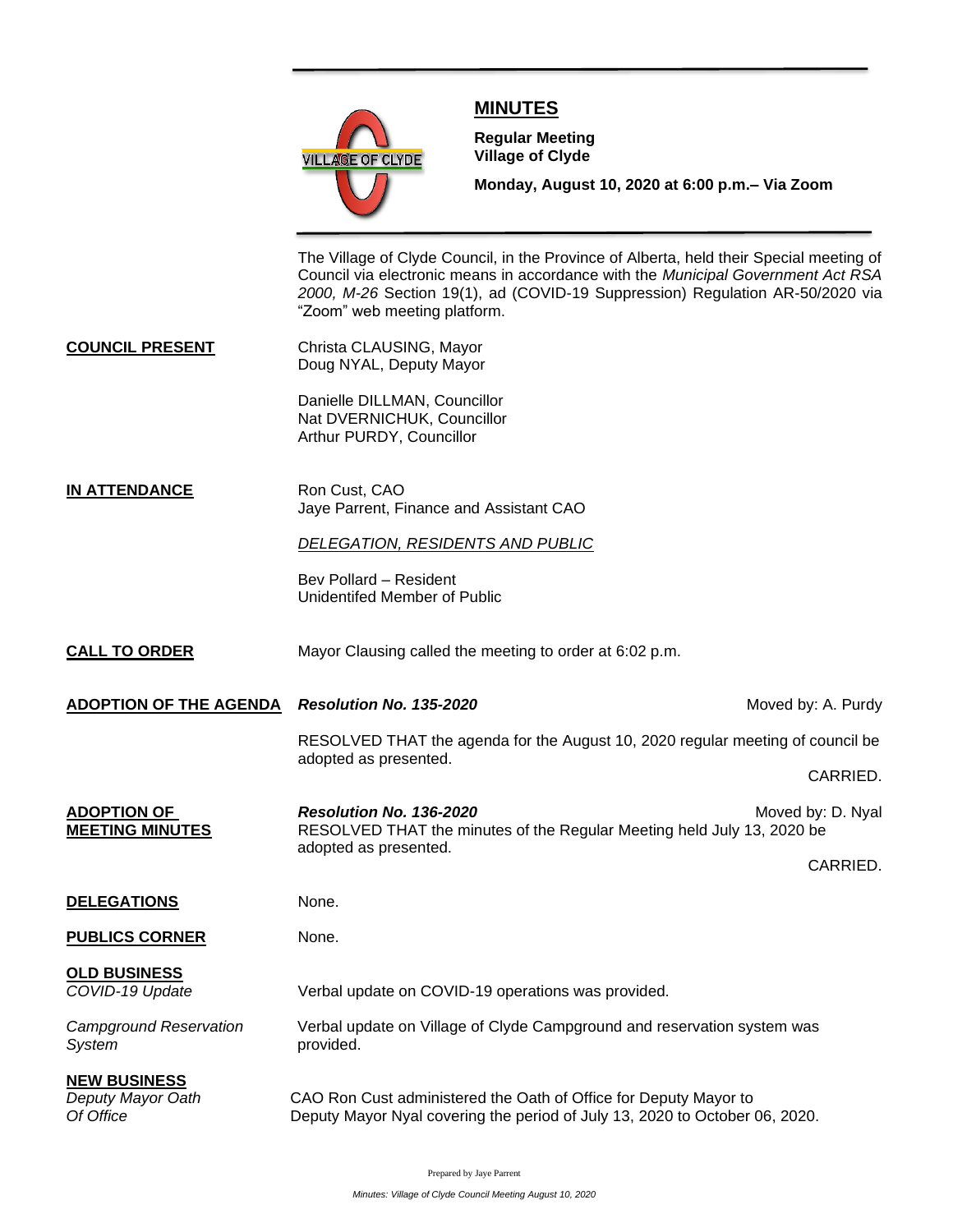# MINUTES

**Regular Meeting**
**Village of Clyde**

**Monday, August 10, 2020 at 6:00 p.m.– Via Zoom**

The Village of Clyde Council, in the Province of Alberta, held their Special meeting of Council via electronic means in accordance with the *Municipal Government Act RSA 2000, M-26* Section 19(1), ad (COVID-19 Suppression) Regulation AR-50/2020 via "Zoom" web meeting platform.

**COUNCIL PRESENT**

Christa CLAUSING, Mayor
Doug NYAL, Deputy Mayor

Danielle DILLMAN, Councillor
Nat DVERNICHUK, Councillor
Arthur PURDY, Councillor

**IN ATTENDANCE**

Ron Cust, CAO
Jaye Parrent, Finance and Assistant CAO

*DELEGATION, RESIDENTS AND PUBLIC*

Bev Pollard – Resident
Unidentifed Member of Public

**CALL TO ORDER**

Mayor Clausing called the meeting to order at 6:02 p.m.

**ADOPTION OF THE AGENDA**

***Resolution No. 135-2020*** Moved by: A. Purdy

RESOLVED THAT the agenda for the August 10, 2020 regular meeting of council be adopted as presented.

CARRIED.

**ADOPTION OF MEETING MINUTES**

***Resolution No. 136-2020*** Moved by: D. Nyal

RESOLVED THAT the minutes of the Regular Meeting held July 13, 2020 be adopted as presented.

CARRIED.

**DELEGATIONS**

None.

**PUBLICS CORNER**

None.

**OLD BUSINESS**

*COVID-19 Update*

Verbal update on COVID-19 operations was provided.

*Campground Reservation System*

Verbal update on Village of Clyde Campground and reservation system was provided.

**NEW BUSINESS**

*Deputy Mayor Oath Of Office*

CAO Ron Cust administered the Oath of Office for Deputy Mayor to Deputy Mayor Nyal covering the period of July 13, 2020 to October 06, 2020.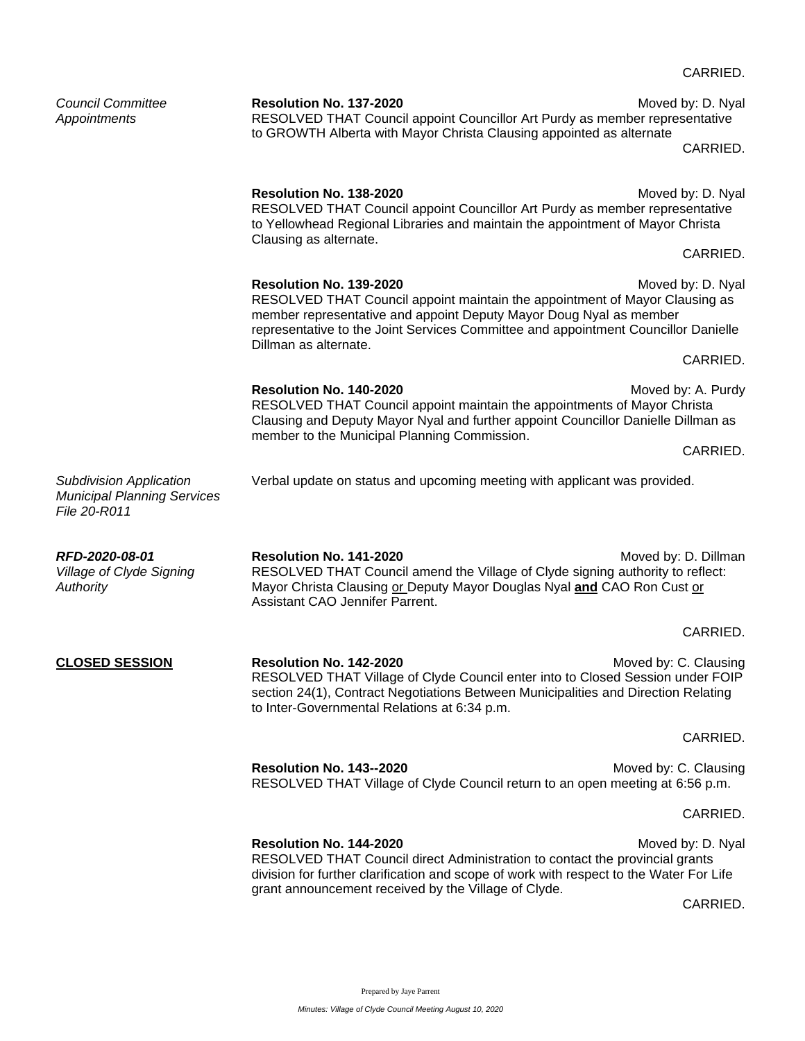CARRIED.

*Council Committee Appointments*

**Resolution No. 137-2020** Moved by: D. Nyal
RESOLVED THAT Council appoint Councillor Art Purdy as member representative to GROWTH Alberta with Mayor Christa Clausing appointed as alternate

CARRIED.

**Resolution No. 138-2020** Moved by: D. Nyal
RESOLVED THAT Council appoint Councillor Art Purdy as member representative to Yellowhead Regional Libraries and maintain the appointment of Mayor Christa Clausing as alternate.

CARRIED.

**Resolution No. 139-2020** Moved by: D. Nyal
RESOLVED THAT Council appoint maintain the appointment of Mayor Clausing as member representative and appoint Deputy Mayor Doug Nyal as member representative to the Joint Services Committee and appointment Councillor Danielle Dillman as alternate.

CARRIED.

**Resolution No. 140-2020** Moved by: A. Purdy
RESOLVED THAT Council appoint maintain the appointments of Mayor Christa Clausing and Deputy Mayor Nyal and further appoint Councillor Danielle Dillman as member to the Municipal Planning Commission.

CARRIED.

*Subdivision Application Municipal Planning Services File 20-R011*

Verbal update on status and upcoming meeting with applicant was provided.

***RFD-2020-08-01***
*Village of Clyde Signing Authority*

**Resolution No. 141-2020** Moved by: D. Dillman
RESOLVED THAT Council amend the Village of Clyde signing authority to reflect: Mayor Christa Clausing or Deputy Mayor Douglas Nyal **and** CAO Ron Cust or Assistant CAO Jennifer Parrent.

CARRIED.

**CLOSED SESSION**

**Resolution No. 142-2020** Moved by: C. Clausing
RESOLVED THAT Village of Clyde Council enter into to Closed Session under FOIP section 24(1), Contract Negotiations Between Municipalities and Direction Relating to Inter-Governmental Relations at 6:34 p.m.

CARRIED.

**Resolution No. 143--2020** Moved by: C. Clausing
RESOLVED THAT Village of Clyde Council return to an open meeting at 6:56 p.m.

CARRIED.

**Resolution No. 144-2020** Moved by: D. Nyal
RESOLVED THAT Council direct Administration to contact the provincial grants division for further clarification and scope of work with respect to the Water For Life grant announcement received by the Village of Clyde.

CARRIED.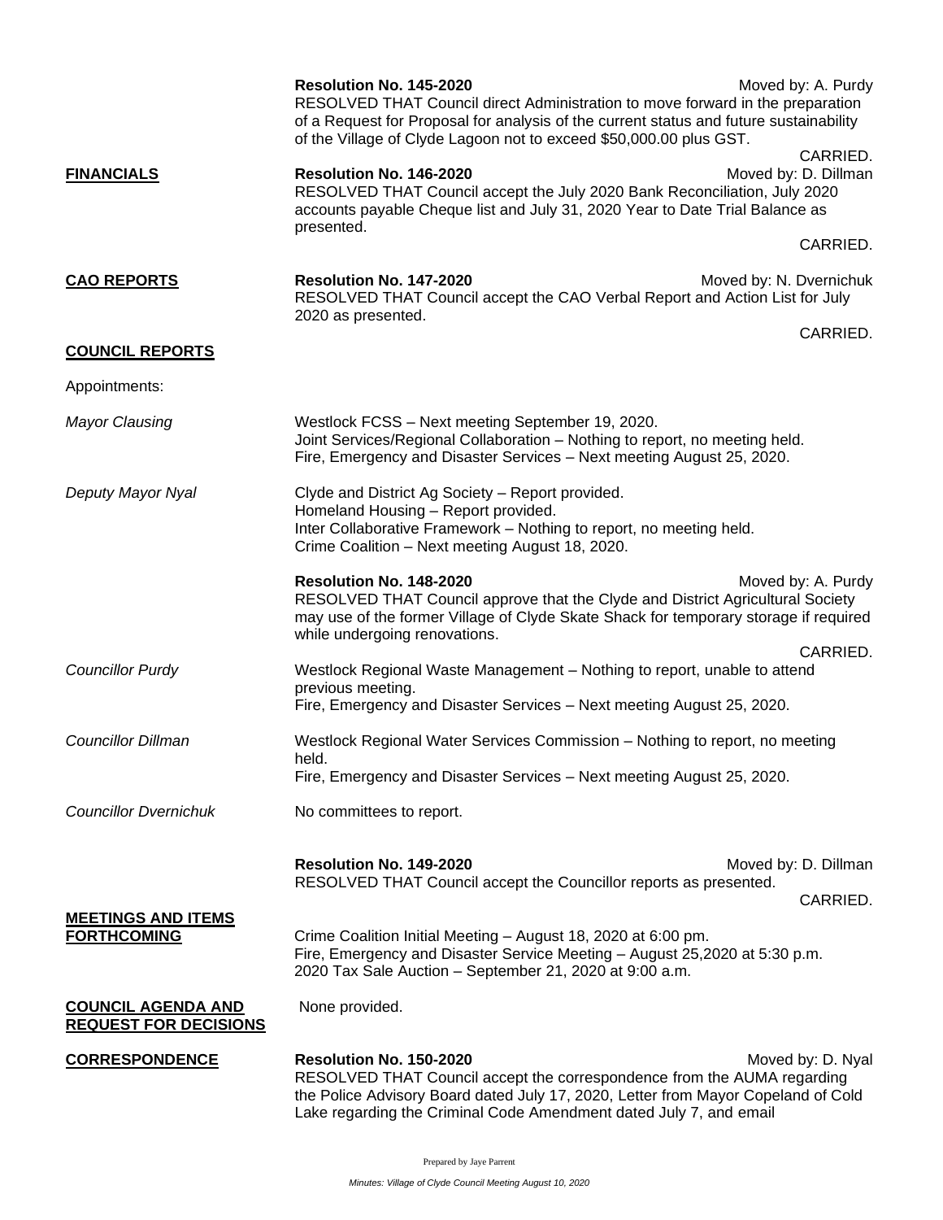**Resolution No. 145-2020** Moved by: A. Purdy

RESOLVED THAT Council direct Administration to move forward in the preparation of a Request for Proposal for analysis of the current status and future sustainability of the Village of Clyde Lagoon not to exceed $50,000.00 plus GST.

CARRIED.

**FINANCIALS**

**Resolution No. 146-2020** Moved by: D. Dillman

RESOLVED THAT Council accept the July 2020 Bank Reconciliation, July 2020 accounts payable Cheque list and July 31, 2020 Year to Date Trial Balance as presented.

CARRIED.

**CAO REPORTS**

**Resolution No. 147-2020** Moved by: N. Dvernichuk

RESOLVED THAT Council accept the CAO Verbal Report and Action List for July 2020 as presented.

CARRIED.

**COUNCIL REPORTS**

Appointments:

*Mayor Clausing*

Westlock FCSS – Next meeting September 19, 2020.
Joint Services/Regional Collaboration – Nothing to report, no meeting held.
Fire, Emergency and Disaster Services – Next meeting August 25, 2020.

*Deputy Mayor Nyal*

Clyde and District Ag Society – Report provided.
Homeland Housing – Report provided.
Inter Collaborative Framework – Nothing to report, no meeting held.
Crime Coalition – Next meeting August 18, 2020.

**Resolution No. 148-2020** Moved by: A. Purdy

RESOLVED THAT Council approve that the Clyde and District Agricultural Society may use of the former Village of Clyde Skate Shack for temporary storage if required while undergoing renovations.

CARRIED.

*Councillor Purdy*

Westlock Regional Waste Management – Nothing to report, unable to attend previous meeting.
Fire, Emergency and Disaster Services – Next meeting August 25, 2020.

*Councillor Dillman*

Westlock Regional Water Services Commission – Nothing to report, no meeting held.
Fire, Emergency and Disaster Services – Next meeting August 25, 2020.

*Councillor Dvernichuk*

No committees to report.

**Resolution No. 149-2020** Moved by: D. Dillman

RESOLVED THAT Council accept the Councillor reports as presented.

CARRIED.

**MEETINGS AND ITEMS FORTHCOMING**

Crime Coalition Initial Meeting – August 18, 2020 at 6:00 pm.
Fire, Emergency and Disaster Service Meeting – August 25,2020 at 5:30 p.m.
2020 Tax Sale Auction – September 21, 2020 at 9:00 a.m.

**COUNCIL AGENDA AND REQUEST FOR DECISIONS**

None provided.

**CORRESPONDENCE**

**Resolution No. 150-2020** Moved by: D. Nyal

RESOLVED THAT Council accept the correspondence from the AUMA regarding the Police Advisory Board dated July 17, 2020, Letter from Mayor Copeland of Cold Lake regarding the Criminal Code Amendment dated July 7, and email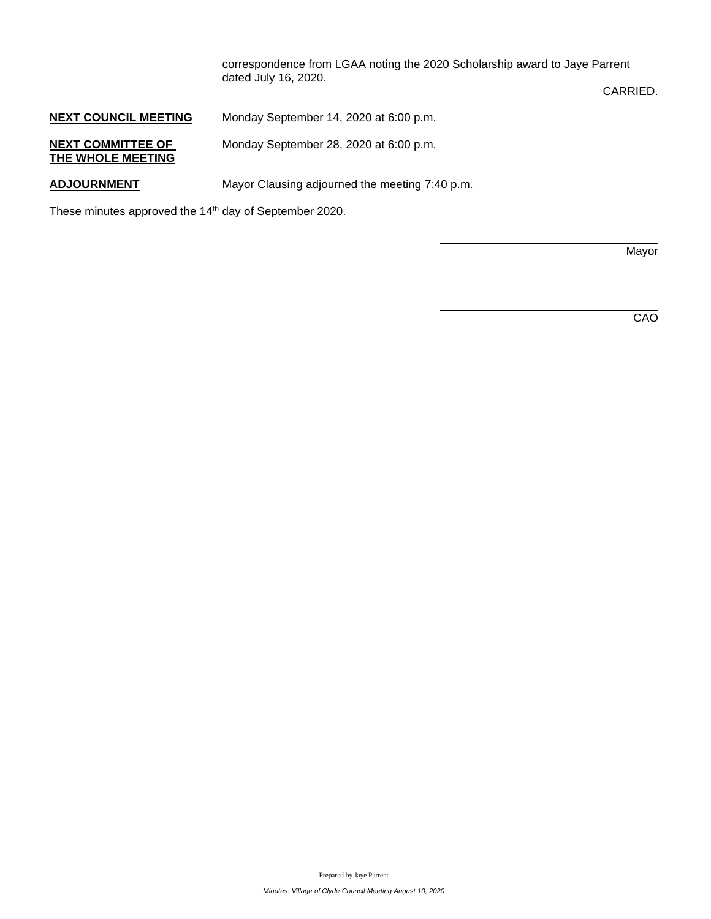correspondence from LGAA noting the 2020 Scholarship award to Jaye Parrent dated July 16, 2020.

CARRIED.

**NEXT COUNCIL MEETING** Monday September 14, 2020 at 6:00 p.m.

**NEXT COMMITTEE OF THE WHOLE MEETING** Monday September 28, 2020 at 6:00 p.m.

**ADJOURNMENT** Mayor Clausing adjourned the meeting 7:40 p.m.

These minutes approved the 14th day of September 2020.

\_\_\_\_\_\_\_\_\_\_\_\_\_\_\_\_\_\_\_\_\_\_\_\_\_\_\_\_\_\_

Mayor

\_\_\_\_\_\_\_\_\_\_\_\_\_\_\_\_\_\_\_\_\_\_\_\_\_\_\_\_\_\_

CAO

Prepared by Jaye Parrent